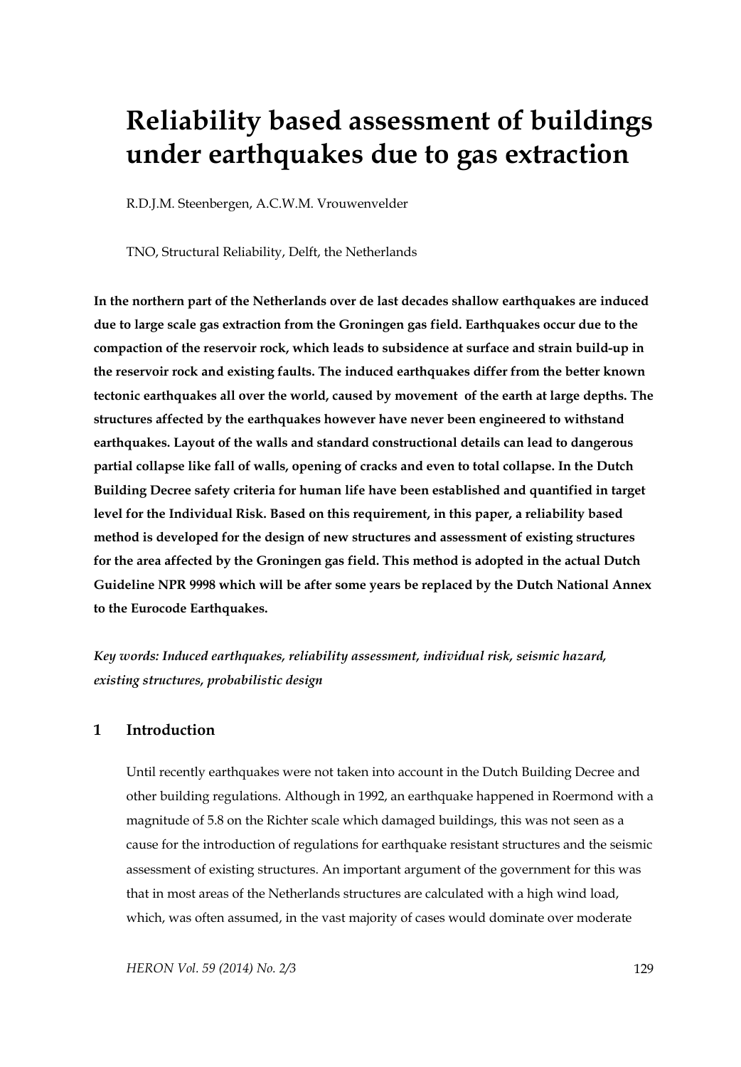# Reliability based assessment of buildings under earthquakes due to gas extraction

R.D.J.M. Steenbergen, A.C.W.M. Vrouwenvelder

TNO, Structural Reliability, Delft, the Netherlands

**In the northern part of the Netherlands over de last decades shallow earthquakes are induced due to large scale gas extraction from the Groningen gas field. Earthquakes occur due to the compaction of the reservoir rock, which leads to subsidence at surface and strain build-up in the reservoir rock and existing faults. The induced earthquakes differ from the better known tectonic earthquakes all over the world, caused by movement of the earth at large depths. The structures affected by the earthquakes however have never been engineered to withstand earthquakes. Layout of the walls and standard constructional details can lead to dangerous partial collapse like fall of walls, opening of cracks and even to total collapse. In the Dutch Building Decree safety criteria for human life have been established and quantified in target level for the Individual Risk. Based on this requirement, in this paper, a reliability based method is developed for the design of new structures and assessment of existing structures for the area affected by the Groningen gas field. This method is adopted in the actual Dutch Guideline NPR 9998 which will be after some years be replaced by the Dutch National Annex to the Eurocode Earthquakes.**

***Key words: Induced earthquakes, reliability assessment, individual risk, seismic hazard, existing structures, probabilistic design***

## 1 Introduction

Until recently earthquakes were not taken into account in the Dutch Building Decree and other building regulations. Although in 1992, an earthquake happened in Roermond with a magnitude of 5.8 on the Richter scale which damaged buildings, this was not seen as a cause for the introduction of regulations for earthquake resistant structures and the seismic assessment of existing structures. An important argument of the government for this was that in most areas of the Netherlands structures are calculated with a high wind load, which, was often assumed, in the vast majority of cases would dominate over moderate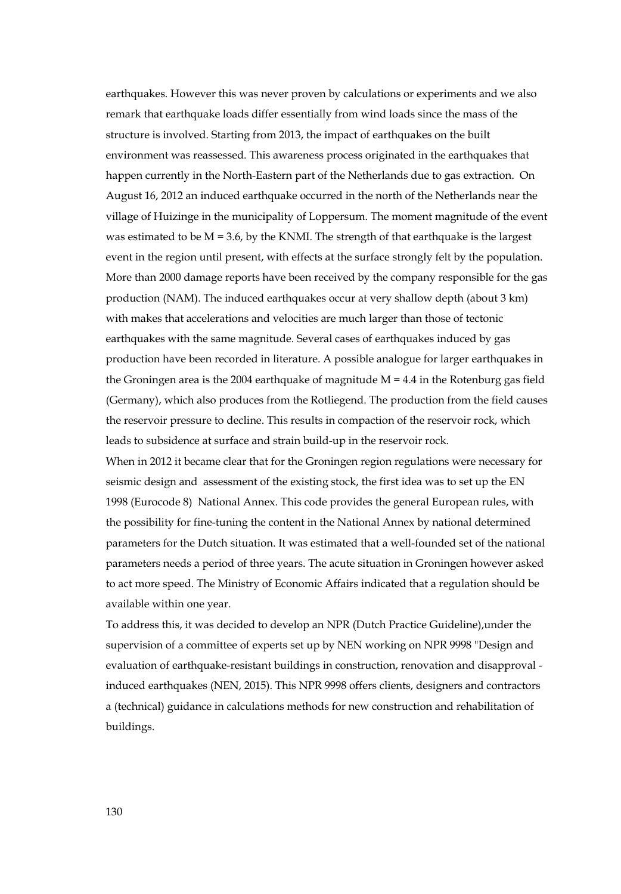earthquakes. However this was never proven by calculations or experiments and we also remark that earthquake loads differ essentially from wind loads since the mass of the structure is involved. Starting from 2013, the impact of earthquakes on the built environment was reassessed. This awareness process originated in the earthquakes that happen currently in the North-Eastern part of the Netherlands due to gas extraction. On August 16, 2012 an induced earthquake occurred in the north of the Netherlands near the village of Huizinge in the municipality of Loppersum. The moment magnitude of the event was estimated to be M = 3.6, by the KNMI. The strength of that earthquake is the largest event in the region until present, with effects at the surface strongly felt by the population. More than 2000 damage reports have been received by the company responsible for the gas production (NAM). The induced earthquakes occur at very shallow depth (about 3 km) with makes that accelerations and velocities are much larger than those of tectonic earthquakes with the same magnitude. Several cases of earthquakes induced by gas production have been recorded in literature. A possible analogue for larger earthquakes in the Groningen area is the 2004 earthquake of magnitude M = 4.4 in the Rotenburg gas field (Germany), which also produces from the Rotliegend. The production from the field causes the reservoir pressure to decline. This results in compaction of the reservoir rock, which leads to subsidence at surface and strain build-up in the reservoir rock.

When in 2012 it became clear that for the Groningen region regulations were necessary for seismic design and assessment of the existing stock, the first idea was to set up the EN 1998 (Eurocode 8) National Annex. This code provides the general European rules, with the possibility for fine-tuning the content in the National Annex by national determined parameters for the Dutch situation. It was estimated that a well-founded set of the national parameters needs a period of three years. The acute situation in Groningen however asked to act more speed. The Ministry of Economic Affairs indicated that a regulation should be available within one year.

To address this, it was decided to develop an NPR (Dutch Practice Guideline),under the supervision of a committee of experts set up by NEN working on NPR 9998 "Design and evaluation of earthquake-resistant buildings in construction, renovation and disapproval - induced earthquakes (NEN, 2015). This NPR 9998 offers clients, designers and contractors a (technical) guidance in calculations methods for new construction and rehabilitation of buildings.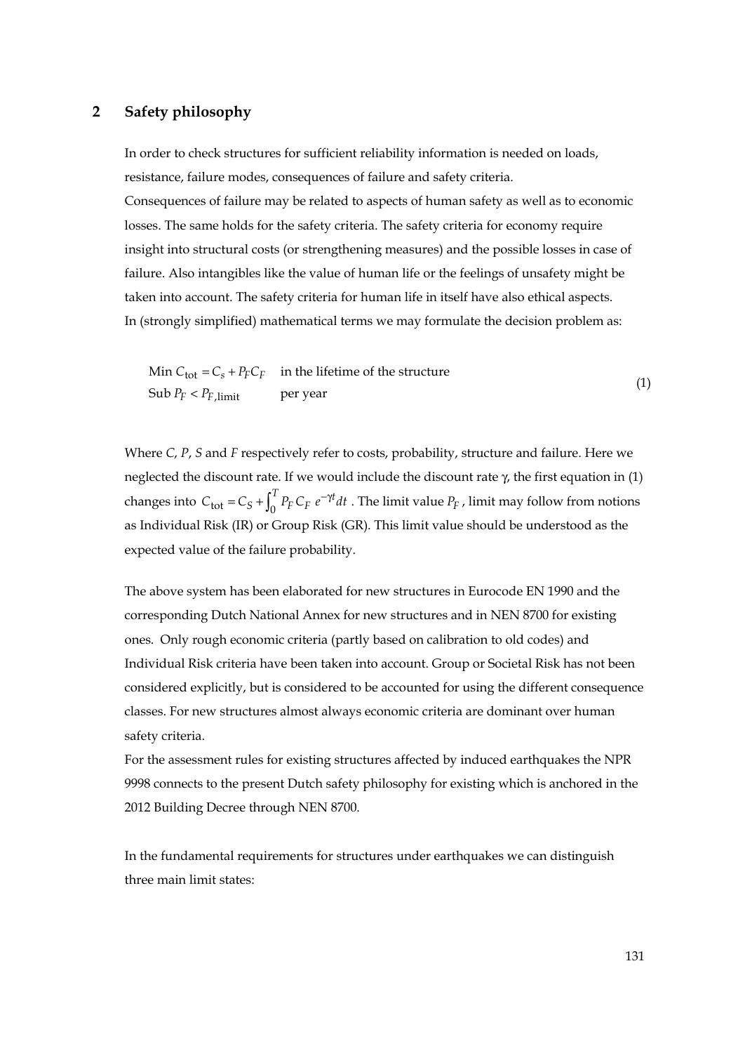## 2 Safety philosophy

In order to check structures for sufficient reliability information is needed on loads, resistance, failure modes, consequences of failure and safety criteria.
Consequences of failure may be related to aspects of human safety as well as to economic losses. The same holds for the safety criteria. The safety criteria for economy require insight into structural costs (or strengthening measures) and the possible losses in case of failure. Also intangibles like the value of human life or the feelings of unsafety might be taken into account. The safety criteria for human life in itself have also ethical aspects.
In (strongly simplified) mathematical terms we may formulate the decision problem as:

$$
\begin{array}{ll}
\text{Min } C_{\text{tot}} = C_s + P_F C_F & \text{in the lifetime of the structure} \\
\text{Sub } P_F < P_{F,\text{limit}} & \text{per year}
\end{array}
\tag{1}
$$

Where *C*, *P*, *S* and *F* respectively refer to costs, probability, structure and failure. Here we neglected the discount rate. If we would include the discount rate $\gamma$, the first equation in (1) changes into $C_{\text{tot}} = C_S + \int_0^T P_F C_F \, e^{-\gamma t} dt$ . The limit value $P_F$ , limit may follow from notions as Individual Risk (IR) or Group Risk (GR). This limit value should be understood as the expected value of the failure probability.

The above system has been elaborated for new structures in Eurocode EN 1990 and the corresponding Dutch National Annex for new structures and in NEN 8700 for existing ones. Only rough economic criteria (partly based on calibration to old codes) and Individual Risk criteria have been taken into account. Group or Societal Risk has not been considered explicitly, but is considered to be accounted for using the different consequence classes. For new structures almost always economic criteria are dominant over human safety criteria.
For the assessment rules for existing structures affected by induced earthquakes the NPR 9998 connects to the present Dutch safety philosophy for existing which is anchored in the 2012 Building Decree through NEN 8700.

In the fundamental requirements for structures under earthquakes we can distinguish three main limit states: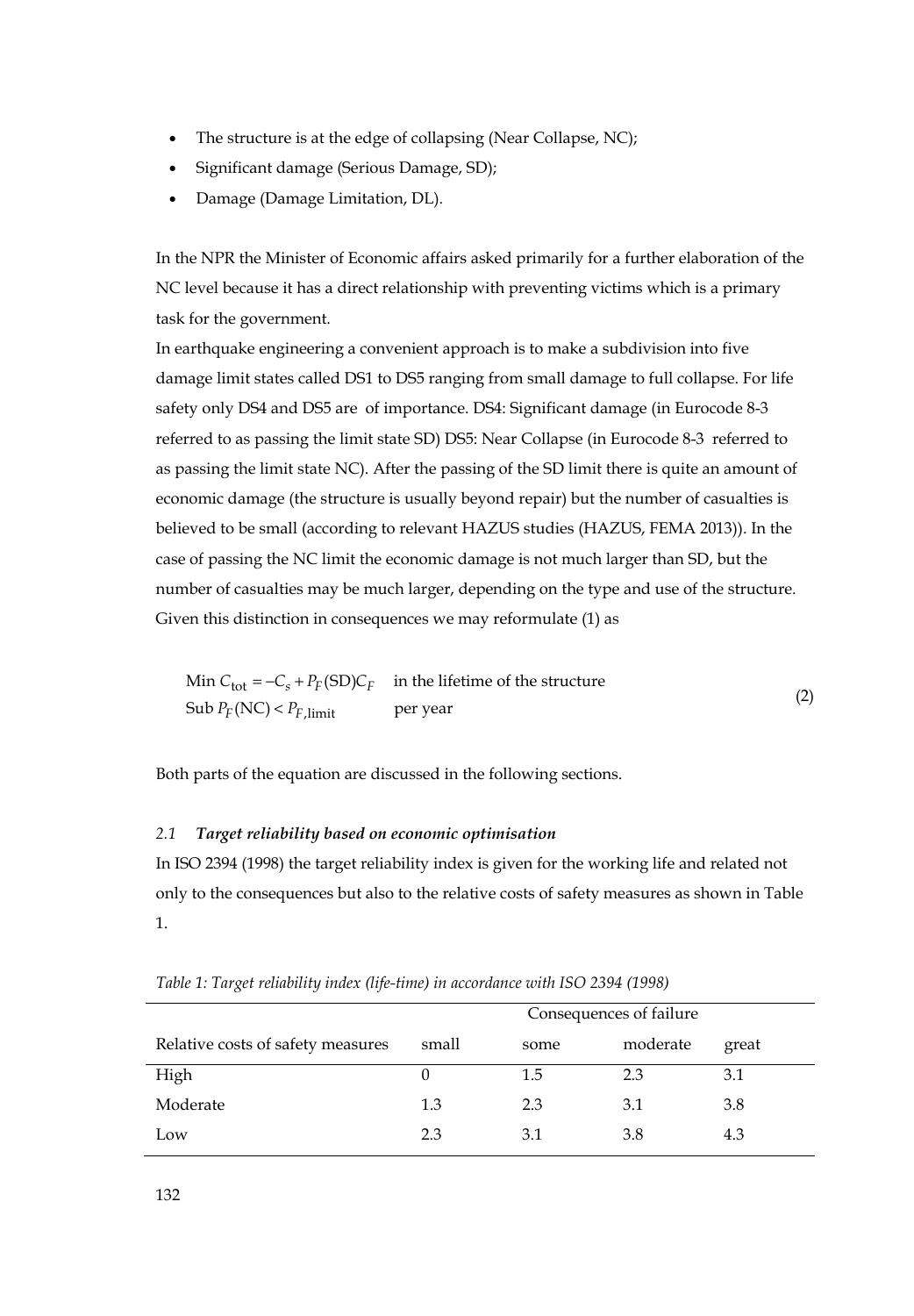- The structure is at the edge of collapsing (Near Collapse, NC);
- Significant damage (Serious Damage, SD);
- Damage (Damage Limitation, DL).

In the NPR the Minister of Economic affairs asked primarily for a further elaboration of the NC level because it has a direct relationship with preventing victims which is a primary task for the government.

In earthquake engineering a convenient approach is to make a subdivision into five damage limit states called DS1 to DS5 ranging from small damage to full collapse. For life safety only DS4 and DS5 are of importance. DS4: Significant damage (in Eurocode 8-3 referred to as passing the limit state SD) DS5: Near Collapse (in Eurocode 8-3 referred to as passing the limit state NC). After the passing of the SD limit there is quite an amount of economic damage (the structure is usually beyond repair) but the number of casualties is believed to be small (according to relevant HAZUS studies (HAZUS, FEMA 2013)). In the case of passing the NC limit the economic damage is not much larger than SD, but the number of casualties may be much larger, depending on the type and use of the structure. Given this distinction in consequences we may reformulate (1) as

$$
\begin{aligned}
&\text{Min } C_{\text{tot}} = -C_s + P_F(\text{SD})C_F \quad && \text{in the lifetime of the structure} \\
&\text{Sub } P_F(\text{NC}) < P_{F,\text{limit}} && \text{per year}
\end{aligned}
\tag{2}
$$

Both parts of the equation are discussed in the following sections.

### *2.1 Target reliability based on economic optimisation*

In ISO 2394 (1998) the target reliability index is given for the working life and related not only to the consequences but also to the relative costs of safety measures as shown in Table 1.

*Table 1: Target reliability index (life-time) in accordance with ISO 2394 (1998)*

| | Consequences of failure | | | |
|---|---|---|---|---|
| Relative costs of safety measures | small | some | moderate | great |
| High | 0 | 1.5 | 2.3 | 3.1 |
| Moderate | 1.3 | 2.3 | 3.1 | 3.8 |
| Low | 2.3 | 3.1 | 3.8 | 4.3 |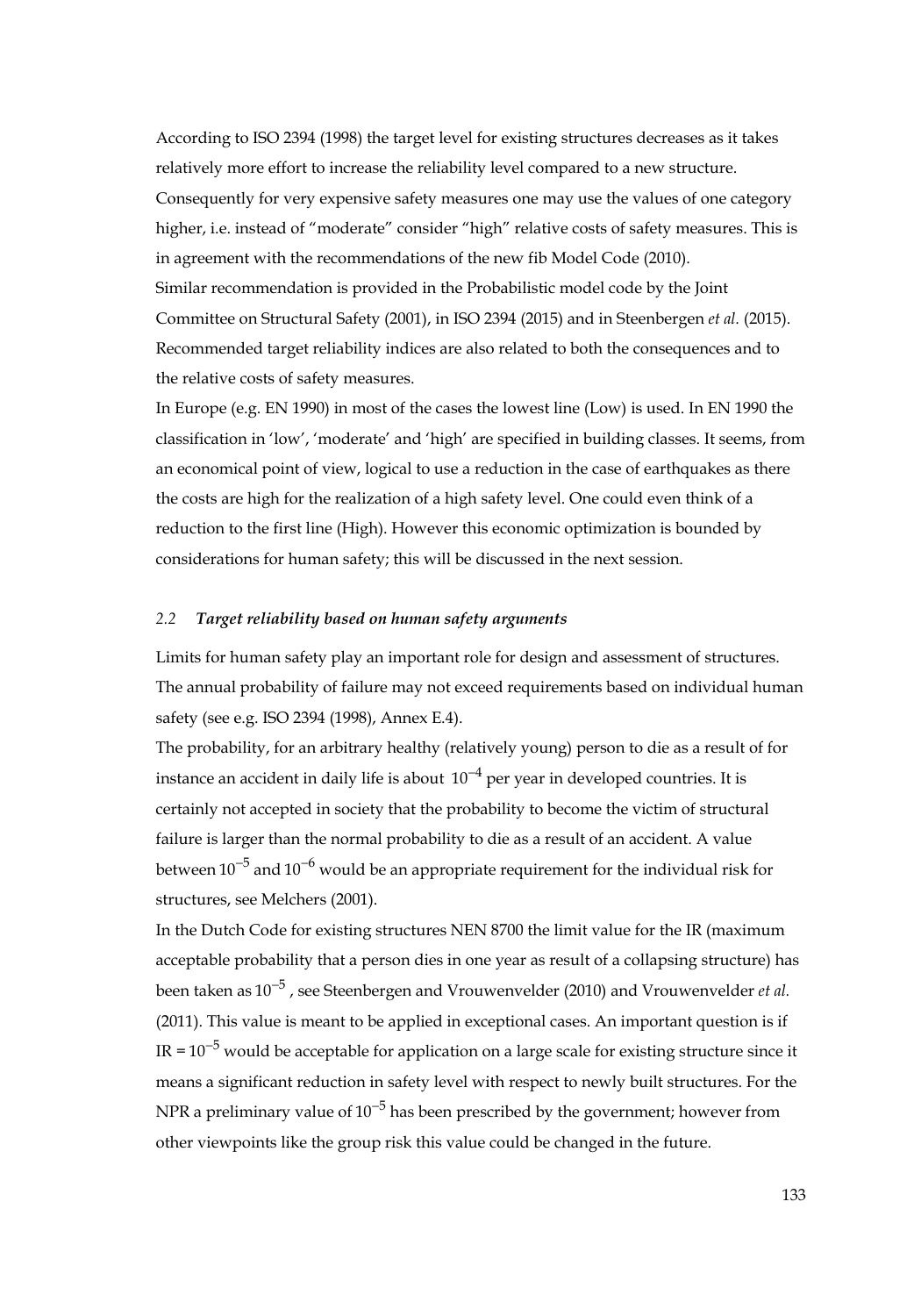According to ISO 2394 (1998) the target level for existing structures decreases as it takes relatively more effort to increase the reliability level compared to a new structure. Consequently for very expensive safety measures one may use the values of one category higher, i.e. instead of "moderate" consider "high" relative costs of safety measures. This is in agreement with the recommendations of the new fib Model Code (2010).
Similar recommendation is provided in the Probabilistic model code by the Joint Committee on Structural Safety (2001), in ISO 2394 (2015) and in Steenbergen *et al.* (2015). Recommended target reliability indices are also related to both the consequences and to the relative costs of safety measures.
In Europe (e.g. EN 1990) in most of the cases the lowest line (Low) is used. In EN 1990 the classification in 'low', 'moderate' and 'high' are specified in building classes. It seems, from an economical point of view, logical to use a reduction in the case of earthquakes as there the costs are high for the realization of a high safety level. One could even think of a reduction to the first line (High). However this economic optimization is bounded by considerations for human safety; this will be discussed in the next session.

### *2.2 Target reliability based on human safety arguments*

Limits for human safety play an important role for design and assessment of structures. The annual probability of failure may not exceed requirements based on individual human safety (see e.g. ISO 2394 (1998), Annex E.4).
The probability, for an arbitrary healthy (relatively young) person to die as a result of for instance an accident in daily life is about $10^{-4}$ per year in developed countries. It is certainly not accepted in society that the probability to become the victim of structural failure is larger than the normal probability to die as a result of an accident. A value between $10^{-5}$ and $10^{-6}$ would be an appropriate requirement for the individual risk for structures, see Melchers (2001).
In the Dutch Code for existing structures NEN 8700 the limit value for the IR (maximum acceptable probability that a person dies in one year as result of a collapsing structure) has been taken as $10^{-5}$ , see Steenbergen and Vrouwenvelder (2010) and Vrouwenvelder *et al.* (2011). This value is meant to be applied in exceptional cases. An important question is if IR = $10^{-5}$ would be acceptable for application on a large scale for existing structure since it means a significant reduction in safety level with respect to newly built structures. For the NPR a preliminary value of $10^{-5}$ has been prescribed by the government; however from other viewpoints like the group risk this value could be changed in the future.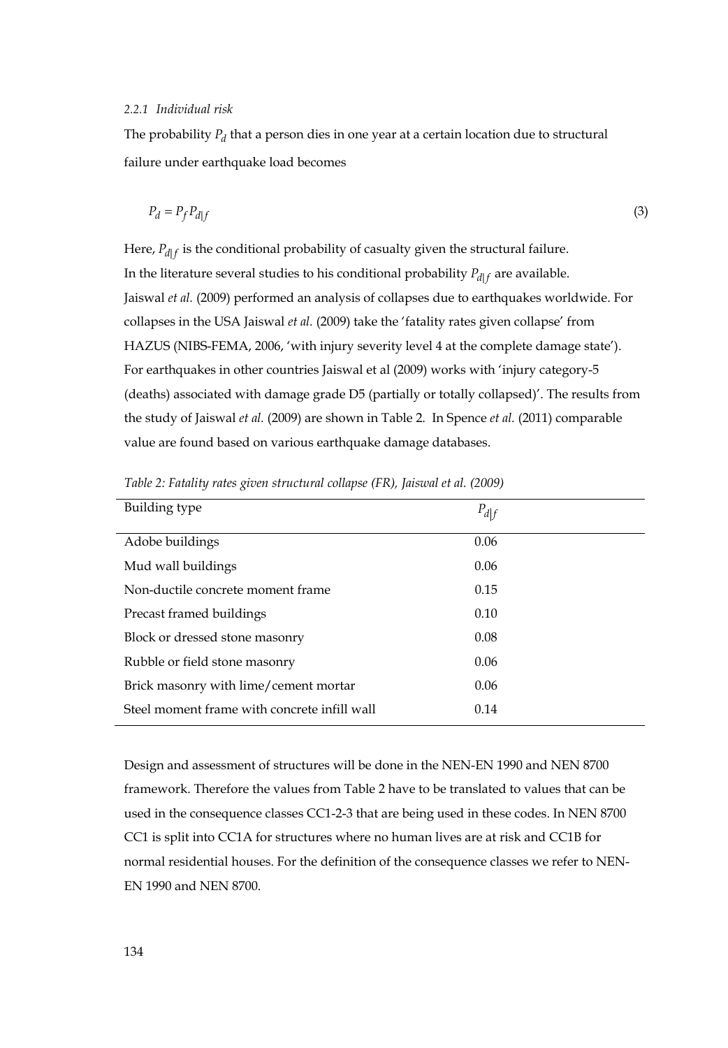#### *2.2.1 Individual risk*

The probability $P_d$ that a person dies in one year at a certain location due to structural failure under earthquake load becomes

$$P_d = P_f P_{d|f} \tag{3}$$

Here, $P_{d|f}$ is the conditional probability of casualty given the structural failure. In the literature several studies to his conditional probability $P_{d|f}$ are available. Jaiswal *et al.* (2009) performed an analysis of collapses due to earthquakes worldwide. For collapses in the USA Jaiswal *et al.* (2009) take the 'fatality rates given collapse' from HAZUS (NIBS-FEMA, 2006, 'with injury severity level 4 at the complete damage state'). For earthquakes in other countries Jaiswal et al (2009) works with 'injury category-5 (deaths) associated with damage grade D5 (partially or totally collapsed)'. The results from the study of Jaiswal *et al.* (2009) are shown in Table 2. In Spence *et al.* (2011) comparable value are found based on various earthquake damage databases.

*Table 2: Fatality rates given structural collapse (FR), Jaiswal et al. (2009)*

| Building type | $P_{d\|f}$ |
|---|---|
| Adobe buildings | 0.06 |
| Mud wall buildings | 0.06 |
| Non-ductile concrete moment frame | 0.15 |
| Precast framed buildings | 0.10 |
| Block or dressed stone masonry | 0.08 |
| Rubble or field stone masonry | 0.06 |
| Brick masonry with lime/cement mortar | 0.06 |
| Steel moment frame with concrete infill wall | 0.14 |

Design and assessment of structures will be done in the NEN-EN 1990 and NEN 8700 framework. Therefore the values from Table 2 have to be translated to values that can be used in the consequence classes CC1-2-3 that are being used in these codes. In NEN 8700 CC1 is split into CC1A for structures where no human lives are at risk and CC1B for normal residential houses. For the definition of the consequence classes we refer to NEN-EN 1990 and NEN 8700.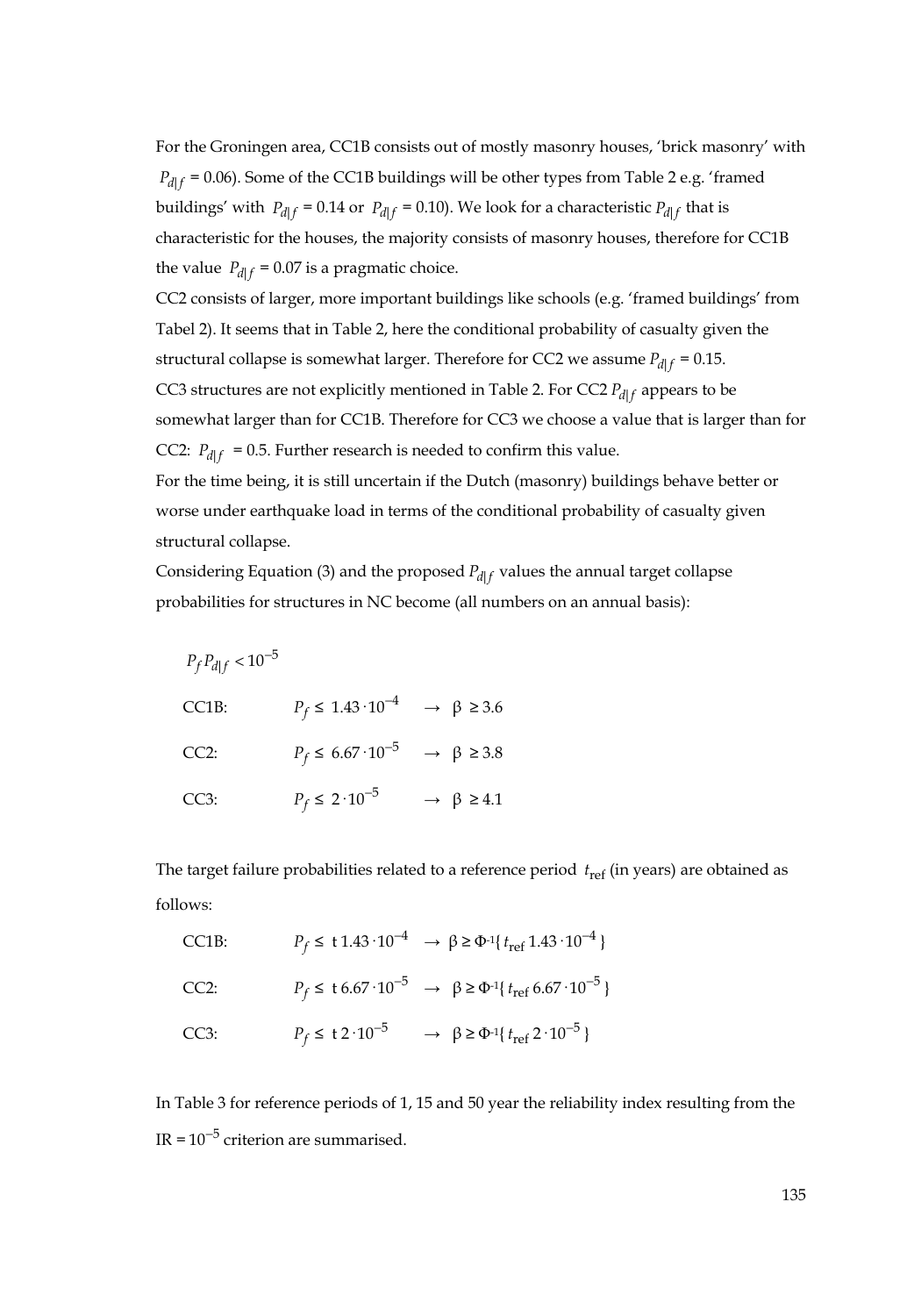For the Groningen area, CC1B consists out of mostly masonry houses, 'brick masonry' with $P_{d|f}$ = 0.06). Some of the CC1B buildings will be other types from Table 2 e.g. 'framed buildings' with $P_{d|f}$ = 0.14 or $P_{d|f}$ = 0.10). We look for a characteristic $P_{d|f}$ that is characteristic for the houses, the majority consists of masonry houses, therefore for CC1B the value $P_{d|f}$ = 0.07 is a pragmatic choice.

CC2 consists of larger, more important buildings like schools (e.g. 'framed buildings' from Tabel 2). It seems that in Table 2, here the conditional probability of casualty given the structural collapse is somewhat larger. Therefore for CC2 we assume $P_{d|f}$ = 0.15.

CC3 structures are not explicitly mentioned in Table 2. For CC2 $P_{d|f}$ appears to be somewhat larger than for CC1B. Therefore for CC3 we choose a value that is larger than for CC2: $P_{d|f}$ = 0.5. Further research is needed to confirm this value.

For the time being, it is still uncertain if the Dutch (masonry) buildings behave better or worse under earthquake load in terms of the conditional probability of casualty given structural collapse.

Considering Equation (3) and the proposed $P_{d|f}$ values the annual target collapse probabilities for structures in NC become (all numbers on an annual basis):

$$P_f P_{d|f} < 10^{-5}$$

CC1B: $P_f \leq 1.43 \cdot 10^{-4} \rightarrow \beta \geq 3.6$

CC2: $P_f \leq 6.67 \cdot 10^{-5} \rightarrow \beta \geq 3.8$

CC3: $P_f \leq 2 \cdot 10^{-5} \rightarrow \beta \geq 4.1$

The target failure probabilities related to a reference period $t_{\text{ref}}$ (in years) are obtained as follows:

CC1B: $P_f \leq t\, 1.43 \cdot 10^{-4} \rightarrow \beta \geq \Phi^{-1}\{ t_{\text{ref}}\, 1.43 \cdot 10^{-4} \}$

CC2: $P_f \leq t\, 6.67 \cdot 10^{-5} \rightarrow \beta \geq \Phi^{-1}\{ t_{\text{ref}}\, 6.67 \cdot 10^{-5} \}$

CC3: $P_f \leq t\, 2 \cdot 10^{-5} \rightarrow \beta \geq \Phi^{-1}\{ t_{\text{ref}}\, 2 \cdot 10^{-5} \}$

In Table 3 for reference periods of 1, 15 and 50 year the reliability index resulting from the $\text{IR} = 10^{-5}$ criterion are summarised.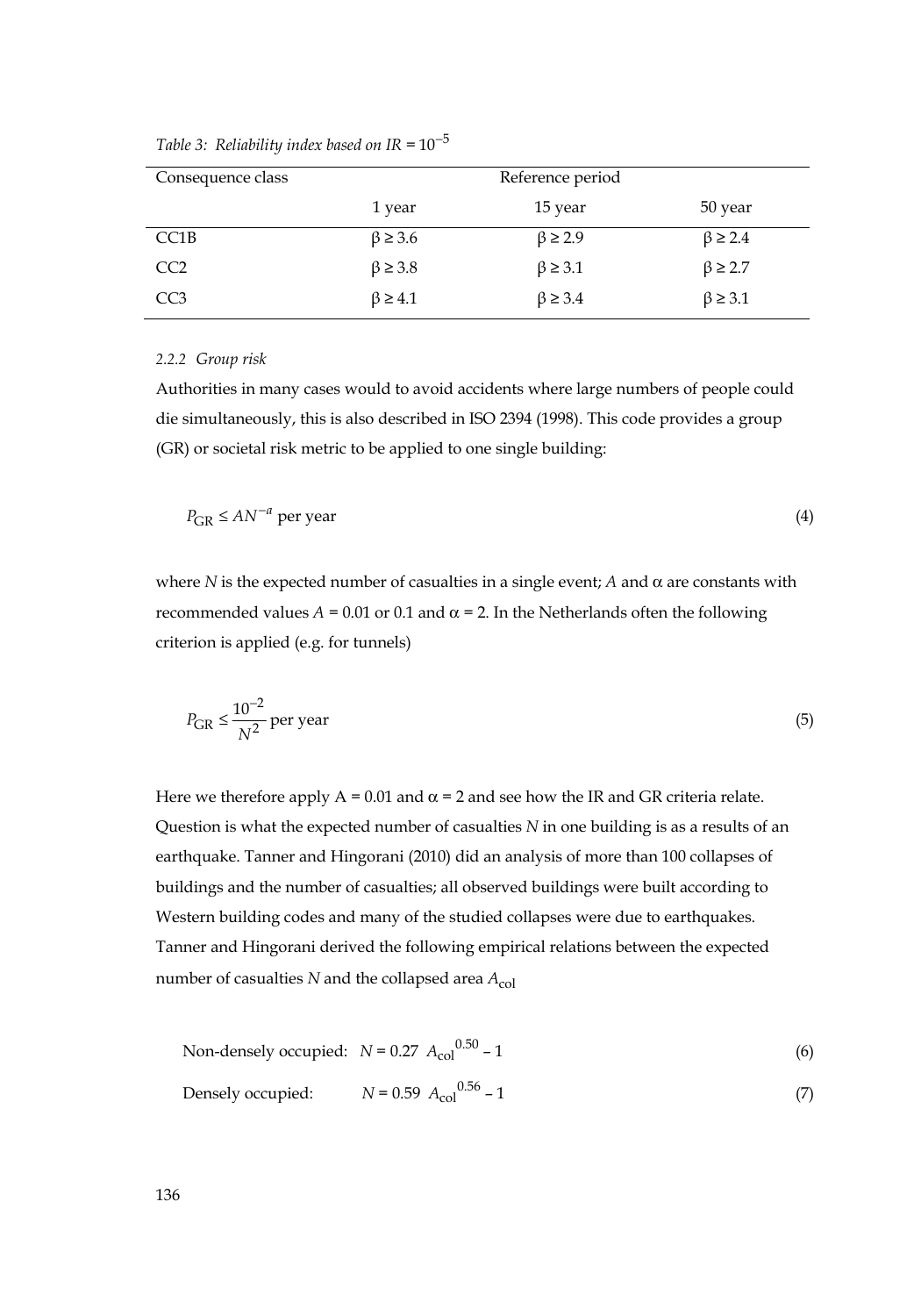*Table 3: Reliability index based on $IR = 10^{-5}$*

| Consequence class | Reference period | | |
|---|---|---|---|
| | 1 year | 15 year | 50 year |
| CC1B | $\beta \geq 3.6$ | $\beta \geq 2.9$ | $\beta \geq 2.4$ |
| CC2 | $\beta \geq 3.8$ | $\beta \geq 3.1$ | $\beta \geq 2.7$ |
| CC3 | $\beta \geq 4.1$ | $\beta \geq 3.4$ | $\beta \geq 3.1$ |

#### 2.2.2 *Group risk*

Authorities in many cases would to avoid accidents where large numbers of people could die simultaneously, this is also described in ISO 2394 (1998). This code provides a group (GR) or societal risk metric to be applied to one single building:

$$P_{GR} \leq AN^{-a} \text{ per year} \tag{4}$$

where $N$ is the expected number of casualties in a single event; $A$ and $\alpha$ are constants with recommended values $A = 0.01$ or $0.1$ and $\alpha = 2$. In the Netherlands often the following criterion is applied (e.g. for tunnels)

$$P_{GR} \leq \frac{10^{-2}}{N^2} \text{ per year} \tag{5}$$

Here we therefore apply $A = 0.01$ and $\alpha = 2$ and see how the IR and GR criteria relate. Question is what the expected number of casualties $N$ in one building is as a results of an earthquake. Tanner and Hingorani (2010) did an analysis of more than 100 collapses of buildings and the number of casualties; all observed buildings were built according to Western building codes and many of the studied collapses were due to earthquakes. Tanner and Hingorani derived the following empirical relations between the expected number of casualties $N$ and the collapsed area $A_{col}$

$$\text{Non-densely occupied:} \quad N = 0.27\ A_{col}^{0.50} - 1 \tag{6}$$

$$\text{Densely occupied:} \quad N = 0.59\ A_{col}^{0.56} - 1 \tag{7}$$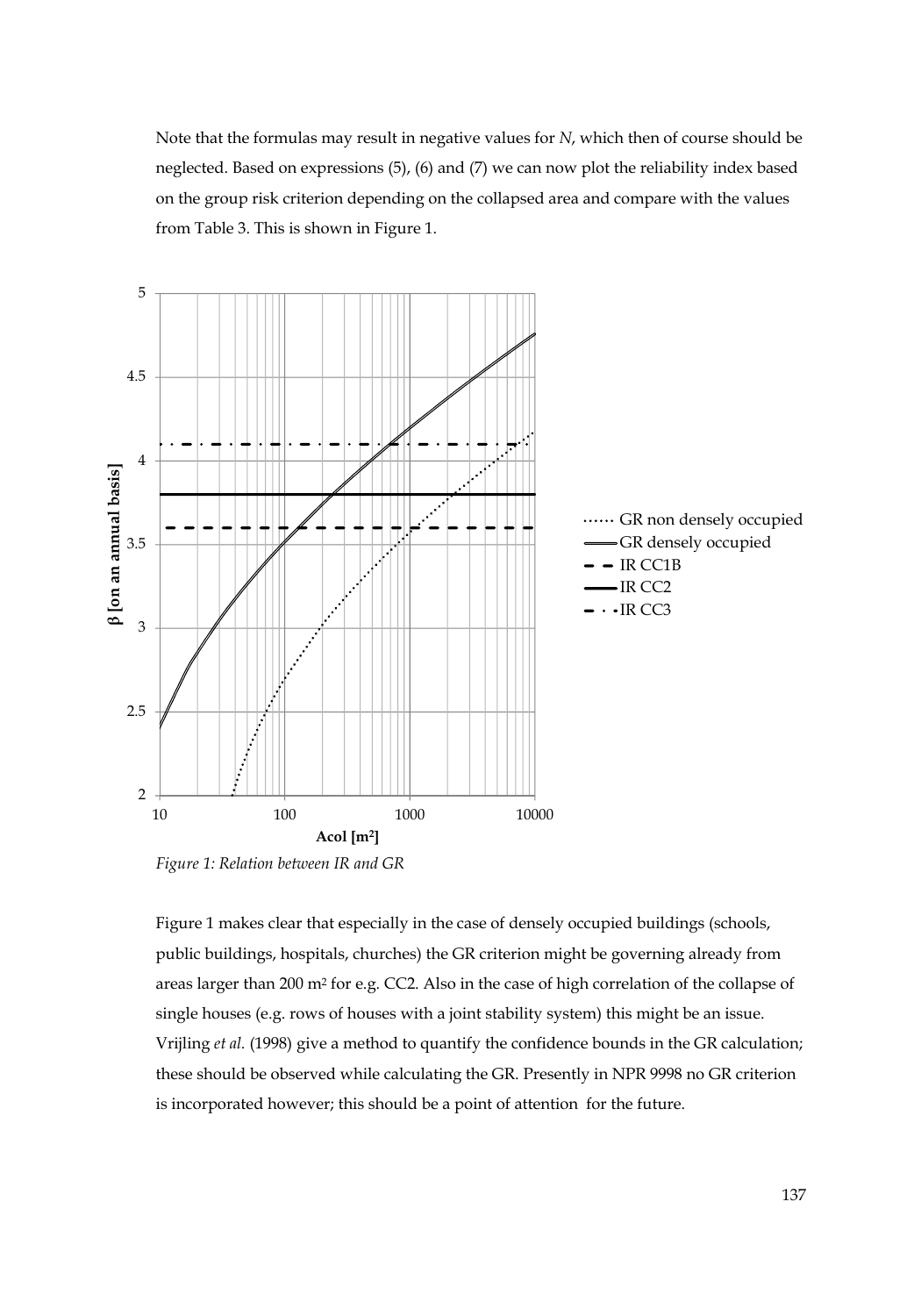Note that the formulas may result in negative values for $N$, which then of course should be neglected. Based on expressions (5), (6) and (7) we can now plot the reliability index based on the group risk criterion depending on the collapsed area and compare with the values from Table 3. This is shown in Figure 1.

*Figure 1: Relation between IR and GR*

Figure 1 makes clear that especially in the case of densely occupied buildings (schools, public buildings, hospitals, churches) the GR criterion might be governing already from areas larger than 200 m² for e.g. CC2. Also in the case of high correlation of the collapse of single houses (e.g. rows of houses with a joint stability system) this might be an issue. Vrijling *et al.* (1998) give a method to quantify the confidence bounds in the GR calculation; these should be observed while calculating the GR. Presently in NPR 9998 no GR criterion is incorporated however; this should be a point of attention for the future.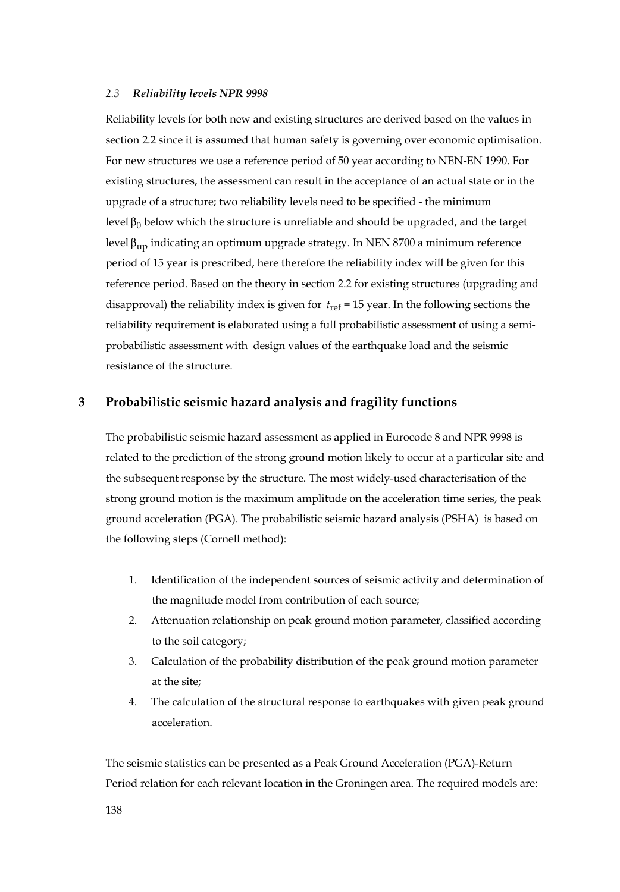### *2.3 Reliability levels NPR 9998*

Reliability levels for both new and existing structures are derived based on the values in section 2.2 since it is assumed that human safety is governing over economic optimisation. For new structures we use a reference period of 50 year according to NEN-EN 1990. For existing structures, the assessment can result in the acceptance of an actual state or in the upgrade of a structure; two reliability levels need to be specified - the minimum level $\beta_0$ below which the structure is unreliable and should be upgraded, and the target level $\beta_{up}$ indicating an optimum upgrade strategy. In NEN 8700 a minimum reference period of 15 year is prescribed, here therefore the reliability index will be given for this reference period. Based on the theory in section 2.2 for existing structures (upgrading and disapproval) the reliability index is given for $t_{ref}$ = 15 year. In the following sections the reliability requirement is elaborated using a full probabilistic assessment of using a semi-probabilistic assessment with design values of the earthquake load and the seismic resistance of the structure.

## 3 Probabilistic seismic hazard analysis and fragility functions

The probabilistic seismic hazard assessment as applied in Eurocode 8 and NPR 9998 is related to the prediction of the strong ground motion likely to occur at a particular site and the subsequent response by the structure. The most widely-used characterisation of the strong ground motion is the maximum amplitude on the acceleration time series, the peak ground acceleration (PGA). The probabilistic seismic hazard analysis (PSHA) is based on the following steps (Cornell method):

1. Identification of the independent sources of seismic activity and determination of the magnitude model from contribution of each source;
2. Attenuation relationship on peak ground motion parameter, classified according to the soil category;
3. Calculation of the probability distribution of the peak ground motion parameter at the site;
4. The calculation of the structural response to earthquakes with given peak ground acceleration.

The seismic statistics can be presented as a Peak Ground Acceleration (PGA)-Return Period relation for each relevant location in the Groningen area. The required models are: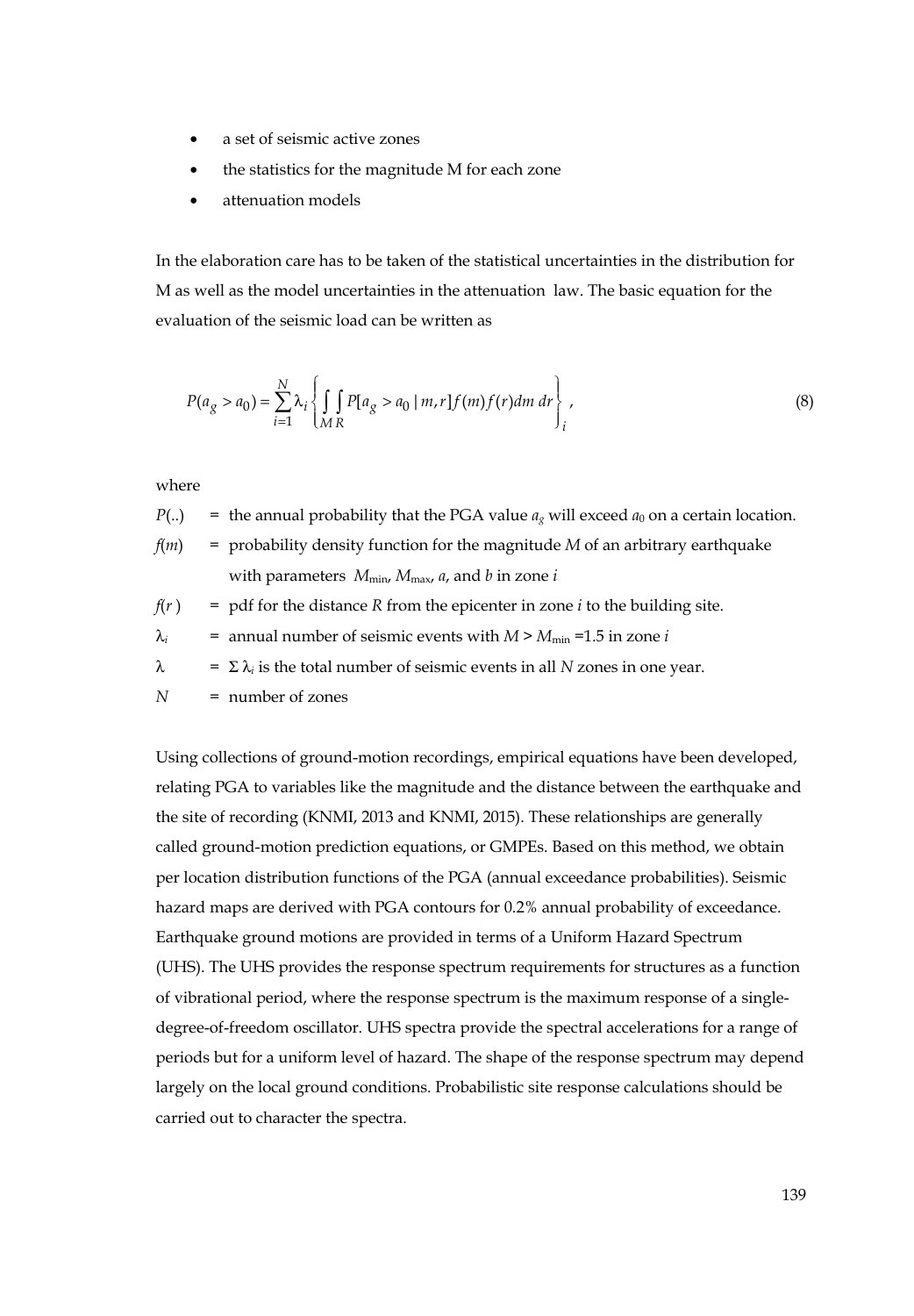- a set of seismic active zones
- the statistics for the magnitude M for each zone
- attenuation models

In the elaboration care has to be taken of the statistical uncertainties in the distribution for M as well as the model uncertainties in the attenuation law. The basic equation for the evaluation of the seismic load can be written as

$$P(a_g > a_0) = \sum_{i=1}^{N} \lambda_i \left\{ \int_M \int_R P[a_g > a_0 \mid m, r] f(m) f(r) dm\, dr \right\}_i , \tag{8}$$

where

| | | |
|---|---|---|
| $P(..)$ | = | the annual probability that the PGA value $a_g$ will exceed $a_0$ on a certain location. |
| $f(m)$ | = | probability density function for the magnitude $M$ of an arbitrary earthquake with parameters $M_{\min}$, $M_{\max}$, $a$, and $b$ in zone $i$ |
| $f(r)$ | = | pdf for the distance $R$ from the epicenter in zone $i$ to the building site. |
| $\lambda_i$ | = | annual number of seismic events with $M > M_{\min} = 1.5$ in zone $i$ |
| $\lambda$ | = | $\Sigma\, \lambda_i$ is the total number of seismic events in all $N$ zones in one year. |
| $N$ | = | number of zones |

Using collections of ground-motion recordings, empirical equations have been developed, relating PGA to variables like the magnitude and the distance between the earthquake and the site of recording (KNMI, 2013 and KNMI, 2015). These relationships are generally called ground-motion prediction equations, or GMPEs. Based on this method, we obtain per location distribution functions of the PGA (annual exceedance probabilities). Seismic hazard maps are derived with PGA contours for 0.2% annual probability of exceedance. Earthquake ground motions are provided in terms of a Uniform Hazard Spectrum (UHS). The UHS provides the response spectrum requirements for structures as a function of vibrational period, where the response spectrum is the maximum response of a single-degree-of-freedom oscillator. UHS spectra provide the spectral accelerations for a range of periods but for a uniform level of hazard. The shape of the response spectrum may depend largely on the local ground conditions. Probabilistic site response calculations should be carried out to character the spectra.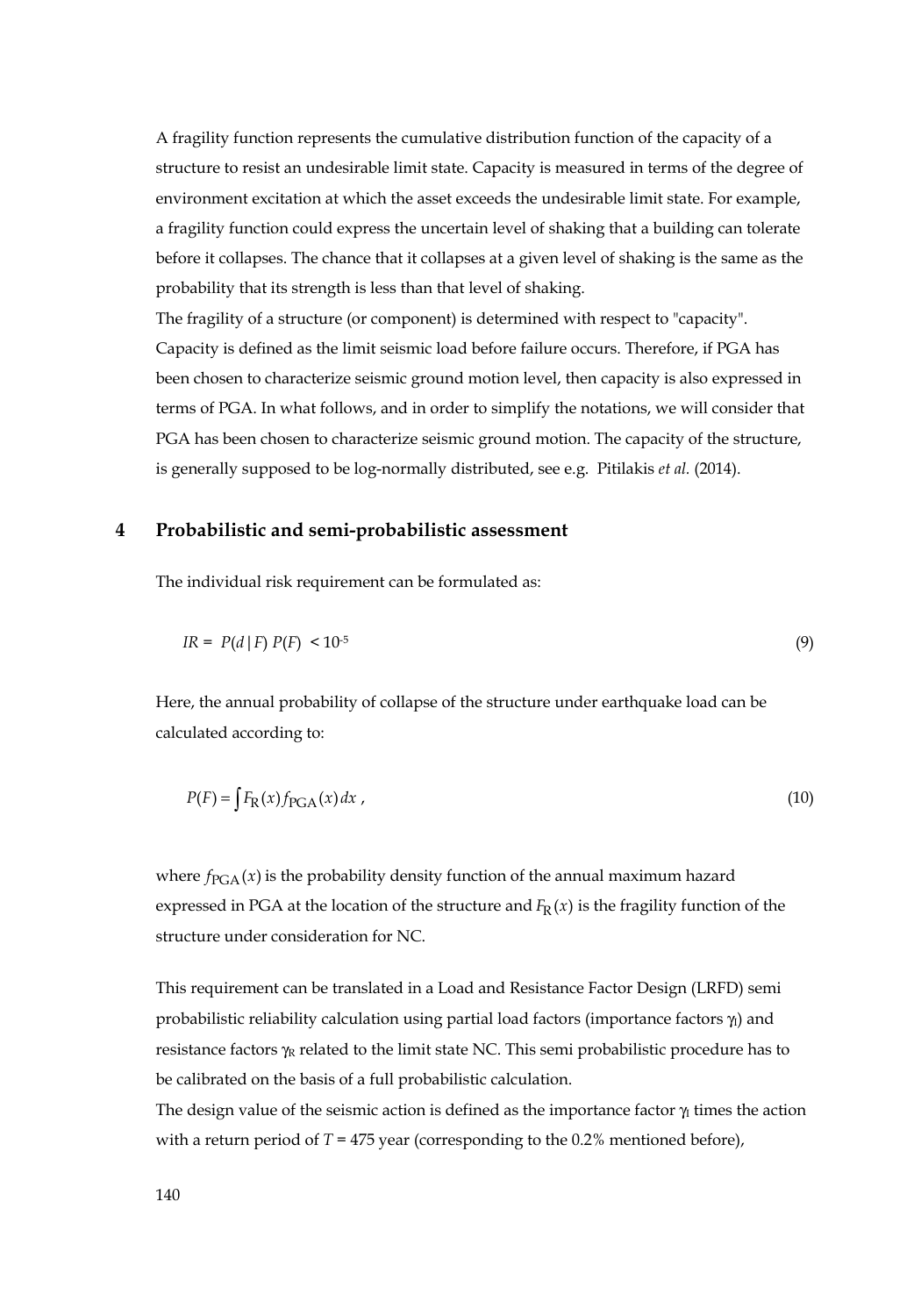A fragility function represents the cumulative distribution function of the capacity of a structure to resist an undesirable limit state. Capacity is measured in terms of the degree of environment excitation at which the asset exceeds the undesirable limit state. For example, a fragility function could express the uncertain level of shaking that a building can tolerate before it collapses. The chance that it collapses at a given level of shaking is the same as the probability that its strength is less than that level of shaking.
The fragility of a structure (or component) is determined with respect to "capacity". Capacity is defined as the limit seismic load before failure occurs. Therefore, if PGA has been chosen to characterize seismic ground motion level, then capacity is also expressed in terms of PGA. In what follows, and in order to simplify the notations, we will consider that PGA has been chosen to characterize seismic ground motion. The capacity of the structure, is generally supposed to be log-normally distributed, see e.g. Pitilakis *et al.* (2014).

## 4 Probabilistic and semi-probabilistic assessment

The individual risk requirement can be formulated as:

$$IR = P(d\,|\,F)\,P(F) < 10^{-5} \tag{9}$$

Here, the annual probability of collapse of the structure under earthquake load can be calculated according to:

$$P(F) = \int F_{\mathrm{R}}(x) f_{\mathrm{PGA}}(x)\,dx \,, \tag{10}$$

where $f_{\mathrm{PGA}}(x)$ is the probability density function of the annual maximum hazard expressed in PGA at the location of the structure and $F_{\mathrm{R}}(x)$ is the fragility function of the structure under consideration for NC.

This requirement can be translated in a Load and Resistance Factor Design (LRFD) semi probabilistic reliability calculation using partial load factors (importance factors $\gamma_I$) and resistance factors $\gamma_R$ related to the limit state NC. This semi probabilistic procedure has to be calibrated on the basis of a full probabilistic calculation.
The design value of the seismic action is defined as the importance factor $\gamma_I$ times the action with a return period of $T$ = 475 year (corresponding to the 0.2% mentioned before),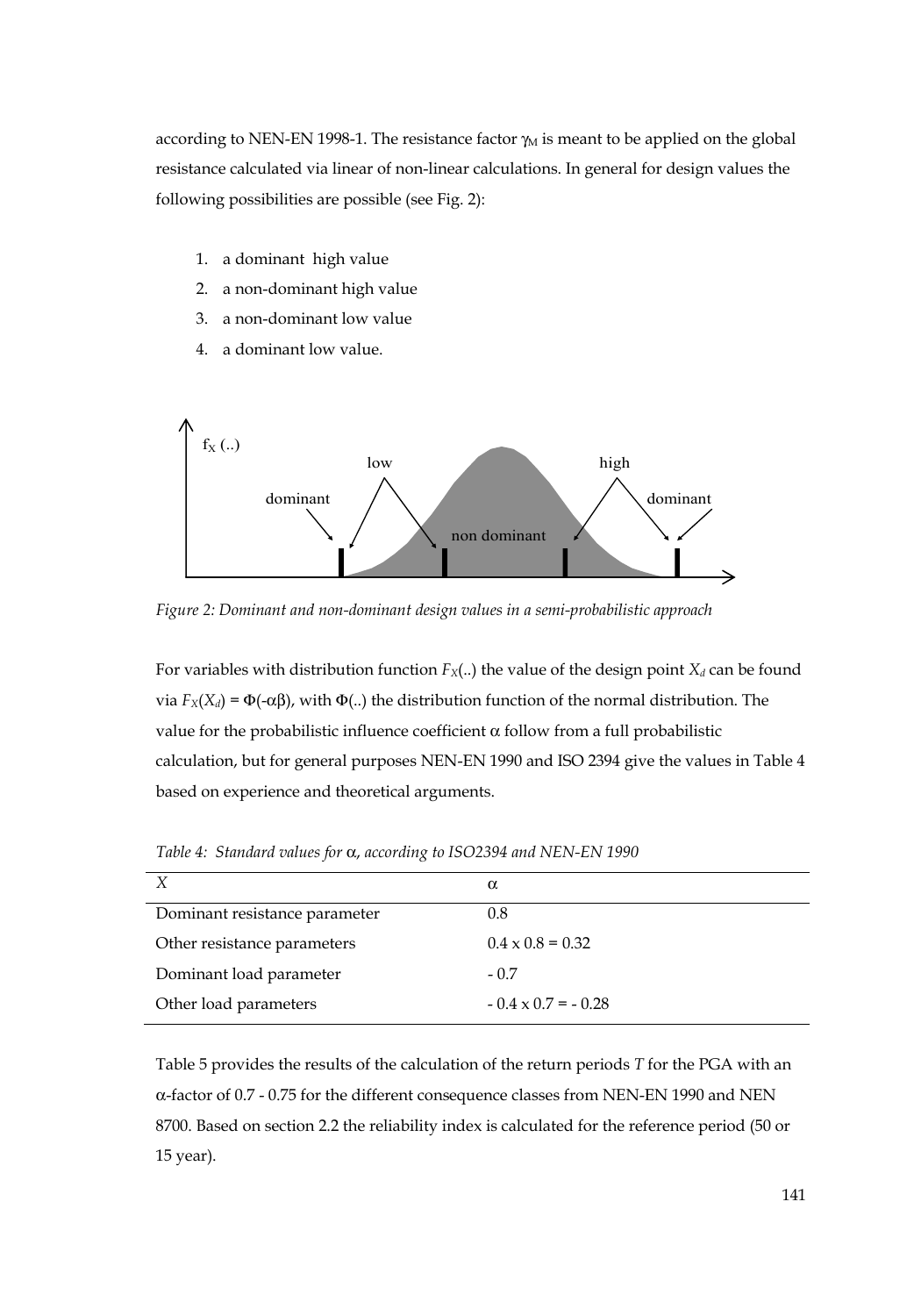according to NEN-EN 1998-1. The resistance factor $\gamma_M$ is meant to be applied on the global resistance calculated via linear of non-linear calculations. In general for design values the following possibilities are possible (see Fig. 2):

1. a dominant high value
2. a non-dominant high value
3. a non-dominant low value
4. a dominant low value.

*Figure 2: Dominant and non-dominant design values in a semi-probabilistic approach*

For variables with distribution function $F_X(..)$ the value of the design point $X_d$ can be found via $F_X(X_d) = \Phi(-\alpha\beta)$, with $\Phi(..)$ the distribution function of the normal distribution. The value for the probabilistic influence coefficient $\alpha$ follow from a full probabilistic calculation, but for general purposes NEN-EN 1990 and ISO 2394 give the values in Table 4 based on experience and theoretical arguments.

*Table 4: Standard values for $\alpha$, according to ISO2394 and NEN-EN 1990*

| $X$ | $\alpha$ |
|---|---|
| Dominant resistance parameter | 0.8 |
| Other resistance parameters | $0.4 \times 0.8 = 0.32$ |
| Dominant load parameter | $-0.7$ |
| Other load parameters | $-0.4 \times 0.7 = -0.28$ |

Table 5 provides the results of the calculation of the return periods $T$ for the PGA with an $\alpha$-factor of 0.7 - 0.75 for the different consequence classes from NEN-EN 1990 and NEN 8700. Based on section 2.2 the reliability index is calculated for the reference period (50 or 15 year).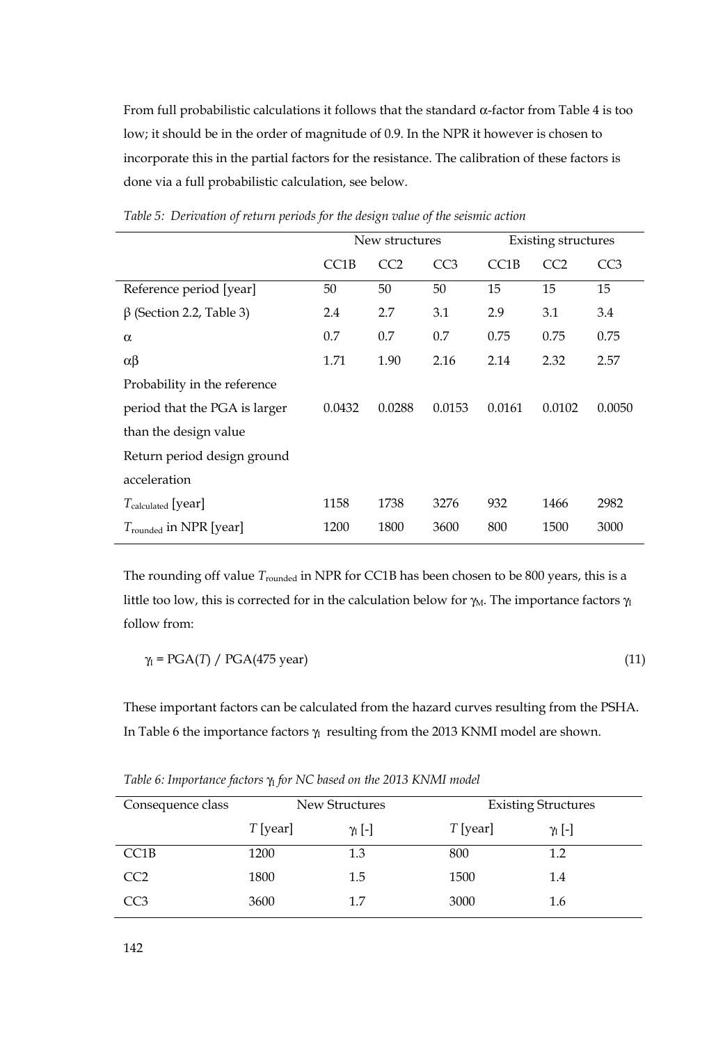From full probabilistic calculations it follows that the standard $\alpha$-factor from Table 4 is too low; it should be in the order of magnitude of 0.9. In the NPR however is chosen to incorporate this in the partial factors for the resistance. The calibration of these factors is done via a full probabilistic calculation, see below.

*Table 5: Derivation of return periods for the design value of the seismic action*

| | New structures | | | Existing structures | | |
|---|---|---|---|---|---|---|
| | CC1B | CC2 | CC3 | CC1B | CC2 | CC3 |
| Reference period [year] | 50 | 50 | 50 | 15 | 15 | 15 |
| $\beta$ (Section 2.2, Table 3) | 2.4 | 2.7 | 3.1 | 2.9 | 3.1 | 3.4 |
| $\alpha$ | 0.7 | 0.7 | 0.7 | 0.75 | 0.75 | 0.75 |
| $\alpha\beta$ | 1.71 | 1.90 | 2.16 | 2.14 | 2.32 | 2.57 |
| Probability in the reference period that the PGA is larger than the design value | 0.0432 | 0.0288 | 0.0153 | 0.0161 | 0.0102 | 0.0050 |
| Return period design ground acceleration | | | | | | |
| $T_{\text{calculated}}$ [year] | 1158 | 1738 | 3276 | 932 | 1466 | 2982 |
| $T_{\text{rounded}}$ in NPR [year] | 1200 | 1800 | 3600 | 800 | 1500 | 3000 |

The rounding off value $T_{\text{rounded}}$ in NPR for CC1B has been chosen to be 800 years, this is a little too low, this is corrected for in the calculation below for $\gamma_M$. The importance factors $\gamma_I$ follow from:

$$\gamma_I = \text{PGA}(T) \;/\; \text{PGA}(475 \text{ year}) \tag{11}$$

These important factors can be calculated from the hazard curves resulting from the PSHA. In Table 6 the importance factors $\gamma_I$ resulting from the 2013 KNMI model are shown.

*Table 6: Importance factors $\gamma_I$ for NC based on the 2013 KNMI model*

| Consequence class | New Structures | | Existing Structures | |
|---|---|---|---|---|
| | $T$ [year] | $\gamma_I$ [-] | $T$ [year] | $\gamma_I$ [-] |
| CC1B | 1200 | 1.3 | 800 | 1.2 |
| CC2 | 1800 | 1.5 | 1500 | 1.4 |
| CC3 | 3600 | 1.7 | 3000 | 1.6 |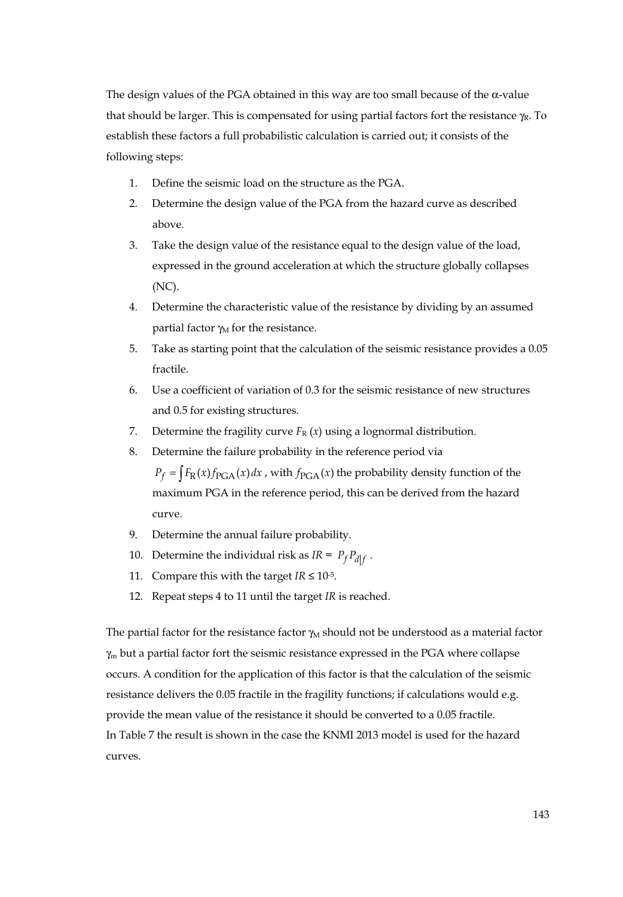The design values of the PGA obtained in this way are too small because of the $\alpha$-value that should be larger. This is compensated for using partial factors fort the resistance $\gamma_R$. To establish these factors a full probabilistic calculation is carried out; it consists of the following steps:

1. Define the seismic load on the structure as the PGA.
2. Determine the design value of the PGA from the hazard curve as described above.
3. Take the design value of the resistance equal to the design value of the load, expressed in the ground acceleration at which the structure globally collapses (NC).
4. Determine the characteristic value of the resistance by dividing by an assumed partial factor $\gamma_M$ for the resistance.
5. Take as starting point that the calculation of the seismic resistance provides a 0.05 fractile.
6. Use a coefficient of variation of 0.3 for the seismic resistance of new structures and 0.5 for existing structures.
7. Determine the fragility curve $F_R(x)$ using a lognormal distribution.
8. Determine the failure probability in the reference period via $P_f = \int F_R(x) f_{PGA}(x)\,dx$, with $f_{PGA}(x)$ the probability density function of the maximum PGA in the reference period, this can be derived from the hazard curve.
9. Determine the annual failure probability.
10. Determine the individual risk as $IR = P_f P_{d|f}$.
11. Compare this with the target $IR \leq 10^{-5}$.
12. Repeat steps 4 to 11 until the target $IR$ is reached.

The partial factor for the resistance factor $\gamma_M$ should not be understood as a material factor $\gamma_m$ but a partial factor fort the seismic resistance expressed in the PGA where collapse occurs. A condition for the application of this factor is that the calculation of the seismic resistance delivers the 0.05 fractile in the fragility functions; if calculations would e.g. provide the mean value of the resistance it should be converted to a 0.05 fractile.
In Table 7 the result is shown in the case the KNMI 2013 model is used for the hazard curves.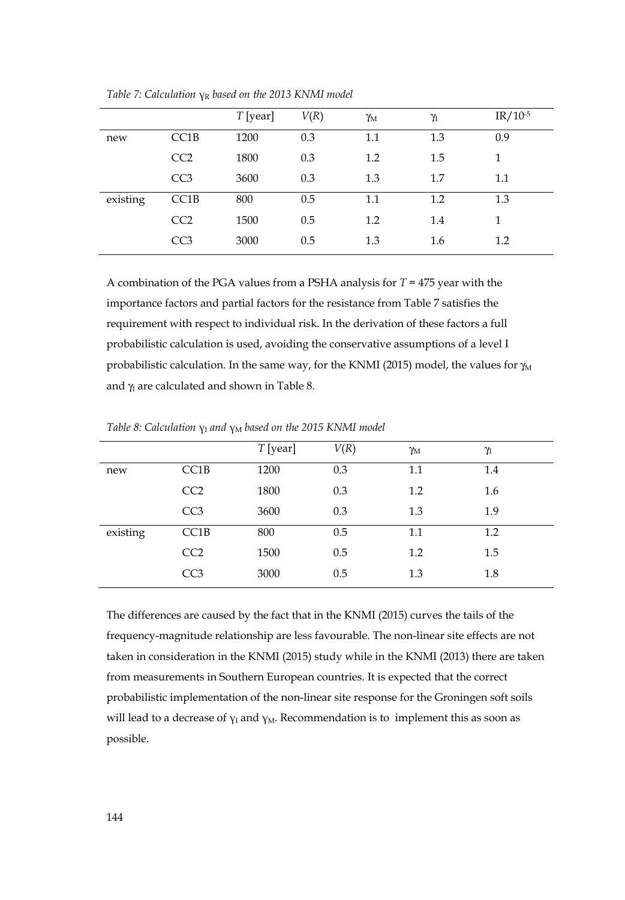*Table 7: Calculation $\gamma_R$ based on the 2013 KNMI model*

| | | $T$ [year] | $V(R)$ | $\gamma_M$ | $\gamma_I$ | $IR/10^{-5}$ |
|---|---|---|---|---|---|---|
| new | CC1B | 1200 | 0.3 | 1.1 | 1.3 | 0.9 |
| | CC2 | 1800 | 0.3 | 1.2 | 1.5 | 1 |
| | CC3 | 3600 | 0.3 | 1.3 | 1.7 | 1.1 |
| existing | CC1B | 800 | 0.5 | 1.1 | 1.2 | 1.3 |
| | CC2 | 1500 | 0.5 | 1.2 | 1.4 | 1 |
| | CC3 | 3000 | 0.5 | 1.3 | 1.6 | 1.2 |

A combination of the PGA values from a PSHA analysis for $T$ = 475 year with the importance factors and partial factors for the resistance from Table 7 satisfies the requirement with respect to individual risk. In the derivation of these factors a full probabilistic calculation is used, avoiding the conservative assumptions of a level I probabilistic calculation. In the same way, for the KNMI (2015) model, the values for $\gamma_M$ and $\gamma_I$ are calculated and shown in Table 8.

*Table 8: Calculation $\gamma_I$ and $\gamma_M$ based on the 2015 KNMI model*

| | | $T$ [year] | $V(R)$ | $\gamma_M$ | $\gamma_I$ |
|---|---|---|---|---|---|
| new | CC1B | 1200 | 0.3 | 1.1 | 1.4 |
| | CC2 | 1800 | 0.3 | 1.2 | 1.6 |
| | CC3 | 3600 | 0.3 | 1.3 | 1.9 |
| existing | CC1B | 800 | 0.5 | 1.1 | 1.2 |
| | CC2 | 1500 | 0.5 | 1.2 | 1.5 |
| | CC3 | 3000 | 0.5 | 1.3 | 1.8 |

The differences are caused by the fact that in the KNMI (2015) curves the tails of the frequency-magnitude relationship are less favourable. The non-linear site effects are not taken in consideration in the KNMI (2015) study while in the KNMI (2013) there are taken from measurements in Southern European countries. It is expected that the correct probabilistic implementation of the non-linear site response for the Groningen soft soils will lead to a decrease of $\gamma_I$ and $\gamma_M$. Recommendation is to implement this as soon as possible.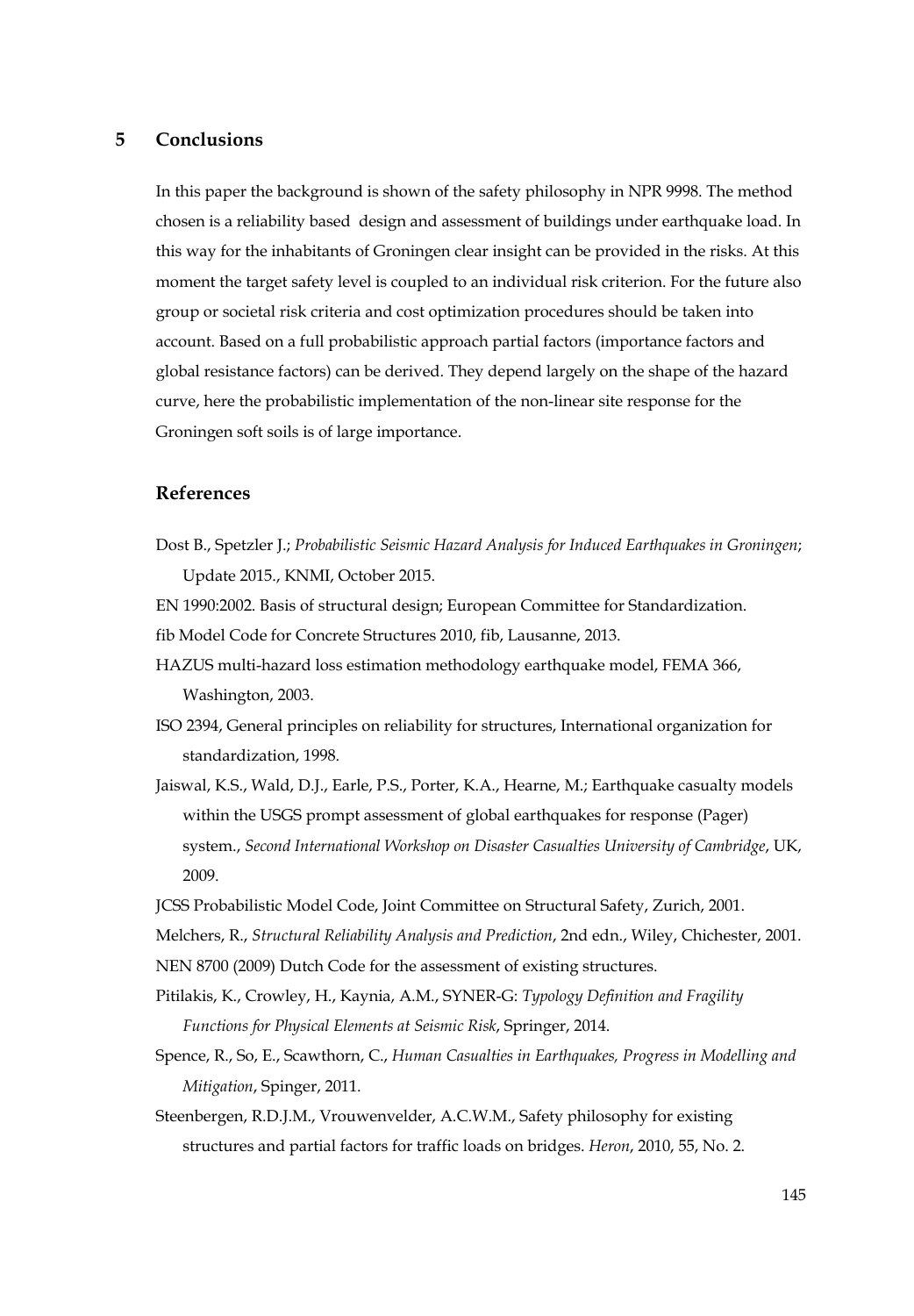## 5 Conclusions

In this paper the background is shown of the safety philosophy in NPR 9998. The method chosen is a reliability based design and assessment of buildings under earthquake load. In this way for the inhabitants of Groningen clear insight can be provided in the risks. At this moment the target safety level is coupled to an individual risk criterion. For the future also group or societal risk criteria and cost optimization procedures should be taken into account. Based on a full probabilistic approach partial factors (importance factors and global resistance factors) can be derived. They depend largely on the shape of the hazard curve, here the probabilistic implementation of the non-linear site response for the Groningen soft soils is of large importance.

## References

Dost B., Spetzler J.; *Probabilistic Seismic Hazard Analysis for Induced Earthquakes in Groningen*; Update 2015., KNMI, October 2015.

EN 1990:2002. Basis of structural design; European Committee for Standardization.

fib Model Code for Concrete Structures 2010, fib, Lausanne, 2013.

HAZUS multi-hazard loss estimation methodology earthquake model, FEMA 366, Washington, 2003.

ISO 2394, General principles on reliability for structures, International organization for standardization, 1998.

Jaiswal, K.S., Wald, D.J., Earle, P.S., Porter, K.A., Hearne, M.; Earthquake casualty models within the USGS prompt assessment of global earthquakes for response (Pager) system., *Second International Workshop on Disaster Casualties University of Cambridge*, UK, 2009.

JCSS Probabilistic Model Code, Joint Committee on Structural Safety, Zurich, 2001.

Melchers, R., *Structural Reliability Analysis and Prediction*, 2nd edn., Wiley, Chichester, 2001.

NEN 8700 (2009) Dutch Code for the assessment of existing structures.

Pitilakis, K., Crowley, H., Kaynia, A.M., SYNER-G: *Typology Definition and Fragility Functions for Physical Elements at Seismic Risk*, Springer, 2014.

Spence, R., So, E., Scawthorn, C., *Human Casualties in Earthquakes, Progress in Modelling and Mitigation*, Spinger, 2011.

Steenbergen, R.D.J.M., Vrouwenvelder, A.C.W.M., Safety philosophy for existing structures and partial factors for traffic loads on bridges. *Heron*, 2010, 55, No. 2.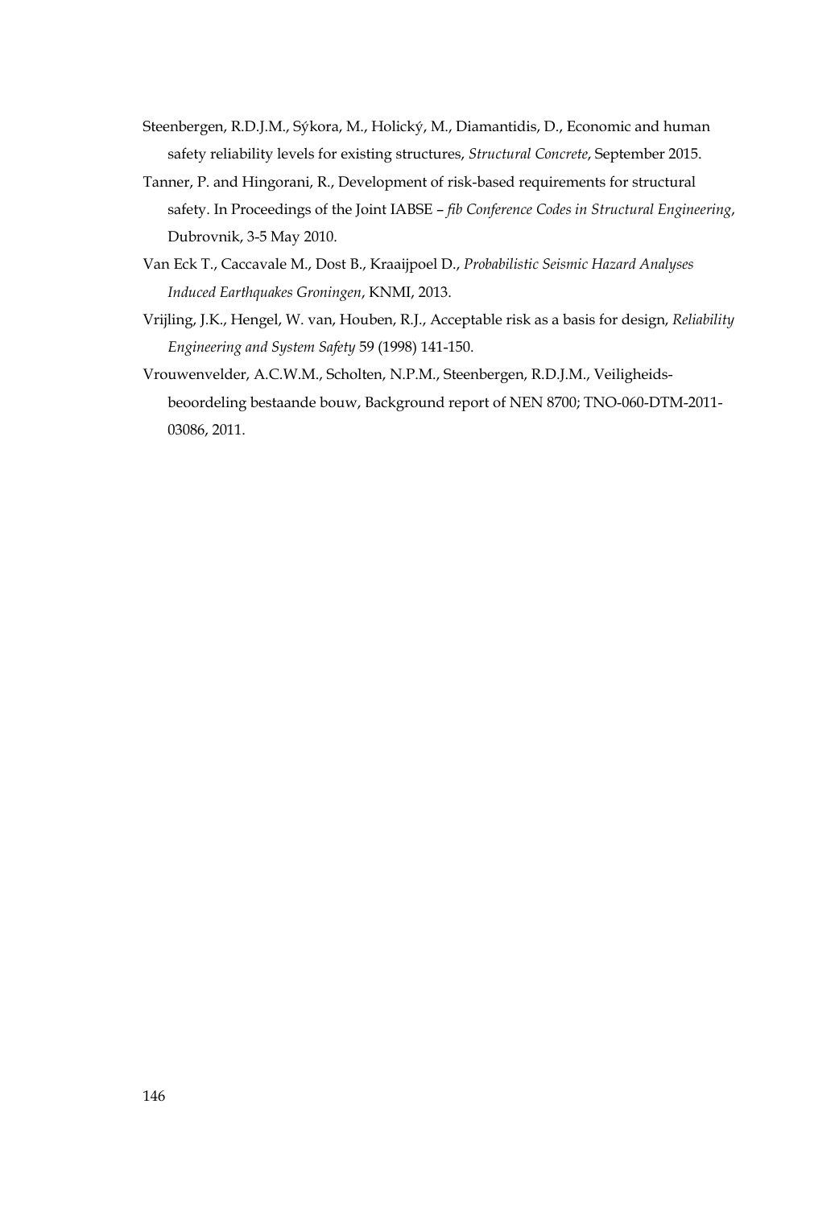Steenbergen, R.D.J.M., Sýkora, M., Holický, M., Diamantidis, D., Economic and human safety reliability levels for existing structures, *Structural Concrete*, September 2015.

Tanner, P. and Hingorani, R., Development of risk-based requirements for structural safety. In Proceedings of the Joint IABSE – *fib Conference Codes in Structural Engineering*, Dubrovnik, 3-5 May 2010.

Van Eck T., Caccavale M., Dost B., Kraaijpoel D., *Probabilistic Seismic Hazard Analyses Induced Earthquakes Groningen*, KNMI, 2013.

Vrijling, J.K., Hengel, W. van, Houben, R.J., Acceptable risk as a basis for design, *Reliability Engineering and System Safety* 59 (1998) 141-150.

Vrouwenvelder, A.C.W.M., Scholten, N.P.M., Steenbergen, R.D.J.M., Veiligheids-beoordeling bestaande bouw, Background report of NEN 8700; TNO-060-DTM-2011-03086, 2011.